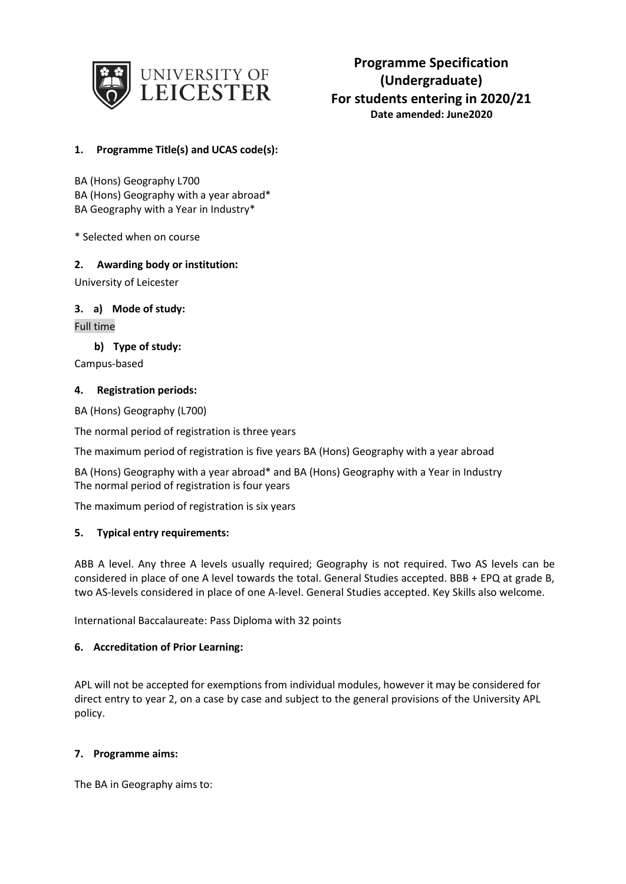# Programme Specification (Undergraduate)
## For students entering in 2020/21
**Date amended: June2020**

### 1. Programme Title(s) and UCAS code(s):

BA (Hons) Geography L700
BA (Hons) Geography with a year abroad*
BA Geography with a Year in Industry*

* Selected when on course

### 2. Awarding body or institution:

University of Leicester

### 3. a) Mode of study:

Full time

#### b) Type of study:

Campus-based

### 4. Registration periods:

BA (Hons) Geography (L700)

The normal period of registration is three years

The maximum period of registration is five years BA (Hons) Geography with a year abroad

BA (Hons) Geography with a year abroad* and BA (Hons) Geography with a Year in Industry
The normal period of registration is four years

The maximum period of registration is six years

### 5. Typical entry requirements:

ABB A level. Any three A levels usually required; Geography is not required. Two AS levels can be considered in place of one A level towards the total. General Studies accepted. BBB + EPQ at grade B, two AS-levels considered in place of one A-level. General Studies accepted. Key Skills also welcome.

International Baccalaureate: Pass Diploma with 32 points

### 6. Accreditation of Prior Learning:

APL will not be accepted for exemptions from individual modules, however it may be considered for direct entry to year 2, on a case by case and subject to the general provisions of the University APL policy.

### 7. Programme aims:

The BA in Geography aims to: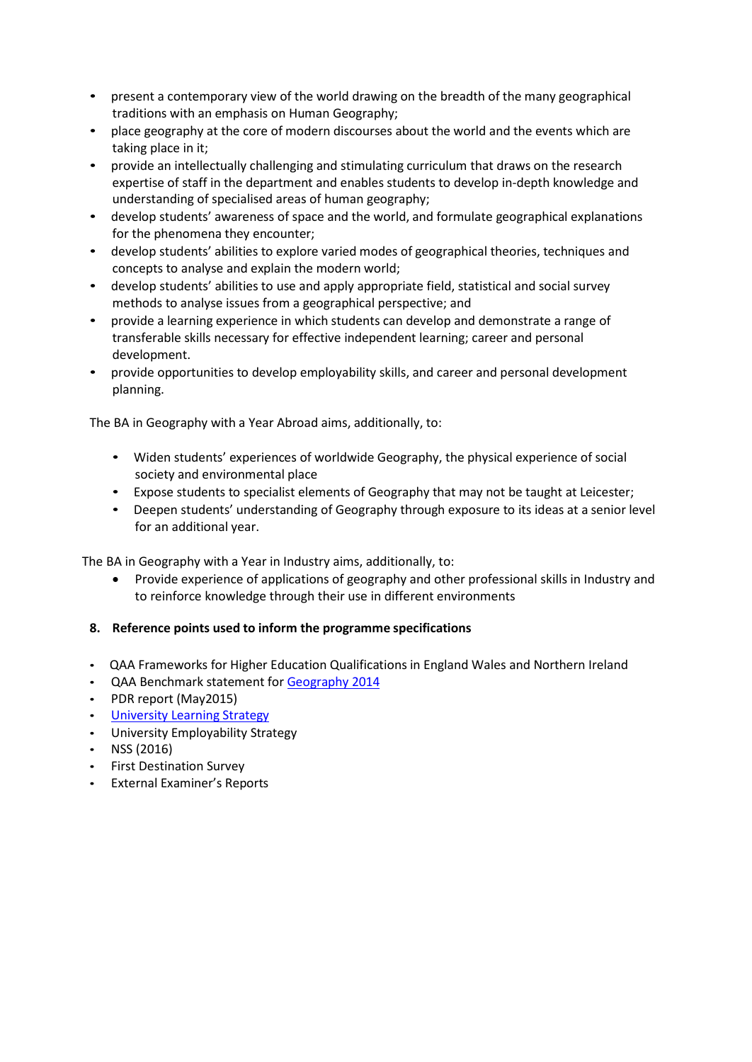- present a contemporary view of the world drawing on the breadth of the many geographical traditions with an emphasis on Human Geography;
- place geography at the core of modern discourses about the world and the events which are taking place in it;
- provide an intellectually challenging and stimulating curriculum that draws on the research expertise of staff in the department and enables students to develop in-depth knowledge and understanding of specialised areas of human geography;
- develop students' awareness of space and the world, and formulate geographical explanations for the phenomena they encounter;
- develop students' abilities to explore varied modes of geographical theories, techniques and concepts to analyse and explain the modern world;
- develop students' abilities to use and apply appropriate field, statistical and social survey methods to analyse issues from a geographical perspective; and
- provide a learning experience in which students can develop and demonstrate a range of transferable skills necessary for effective independent learning; career and personal development.
- provide opportunities to develop employability skills, and career and personal development planning.

The BA in Geography with a Year Abroad aims, additionally, to:

- Widen students' experiences of worldwide Geography, the physical experience of social society and environmental place
- Expose students to specialist elements of Geography that may not be taught at Leicester;
- Deepen students' understanding of Geography through exposure to its ideas at a senior level for an additional year.

The BA in Geography with a Year in Industry aims, additionally, to:

- Provide experience of applications of geography and other professional skills in Industry and to reinforce knowledge through their use in different environments

## 8. Reference points used to inform the programme specifications

- QAA Frameworks for Higher Education Qualifications in England Wales and Northern Ireland
- QAA Benchmark statement for Geography 2014
- PDR report (May2015)
- University Learning Strategy
- University Employability Strategy
- NSS (2016)
- First Destination Survey
- External Examiner's Reports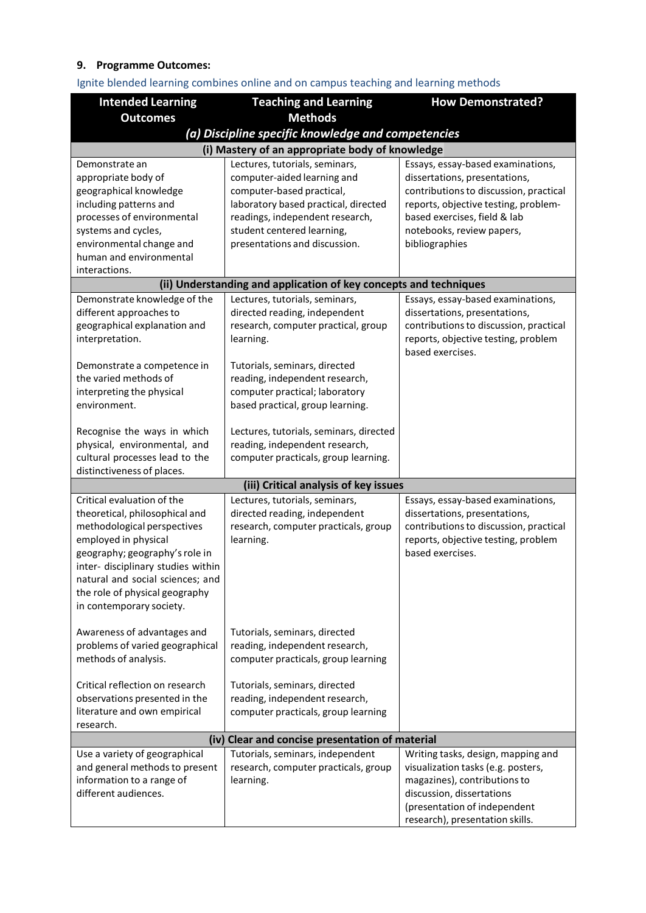## 9. Programme Outcomes:

Ignite blended learning combines online and on campus teaching and learning methods

| Intended Learning Outcomes | Teaching and Learning Methods | How Demonstrated? |
|---|---|---|
| ***(a) Discipline specific knowledge and competencies*** | | |
| **(i) Mastery of an appropriate body of knowledge** | | |
| Demonstrate an appropriate body of geographical knowledge including patterns and processes of environmental systems and cycles, environmental change and human and environmental interactions. | Lectures, tutorials, seminars, computer-aided learning and computer-based practical, laboratory based practical, directed readings, independent research, student centered learning, presentations and discussion. | Essays, essay-based examinations, dissertations, presentations, contributions to discussion, practical reports, objective testing, problem-based exercises, field & lab notebooks, review papers, bibliographies |
| **(ii) Understanding and application of key concepts and techniques** | | |
| Demonstrate knowledge of the different approaches to geographical explanation and interpretation. | Lectures, tutorials, seminars, directed reading, independent research, computer practical, group learning. | Essays, essay-based examinations, dissertations, presentations, contributions to discussion, practical reports, objective testing, problem based exercises. |
| Demonstrate a competence in the varied methods of interpreting the physical environment. | Tutorials, seminars, directed reading, independent research, computer practical; laboratory based practical, group learning. | |
| Recognise the ways in which physical, environmental, and cultural processes lead to the distinctiveness of places. | Lectures, tutorials, seminars, directed reading, independent research, computer practicals, group learning. | |
| **(iii) Critical analysis of key issues** | | |
| Critical evaluation of the theoretical, philosophical and methodological perspectives employed in physical geography; geography's role in inter- disciplinary studies within natural and social sciences; and the role of physical geography in contemporary society. | Lectures, tutorials, seminars, directed reading, independent research, computer practicals, group learning. | Essays, essay-based examinations, dissertations, presentations, contributions to discussion, practical reports, objective testing, problem based exercises. |
| Awareness of advantages and problems of varied geographical methods of analysis. | Tutorials, seminars, directed reading, independent research, computer practicals, group learning | |
| Critical reflection on research observations presented in the literature and own empirical research. | Tutorials, seminars, directed reading, independent research, computer practicals, group learning | |
| **(iv) Clear and concise presentation of material** | | |
| Use a variety of geographical and general methods to present information to a range of different audiences. | Tutorials, seminars, independent research, computer practicals, group learning. | Writing tasks, design, mapping and visualization tasks (e.g. posters, magazines), contributions to discussion, dissertations (presentation of independent research), presentation skills. |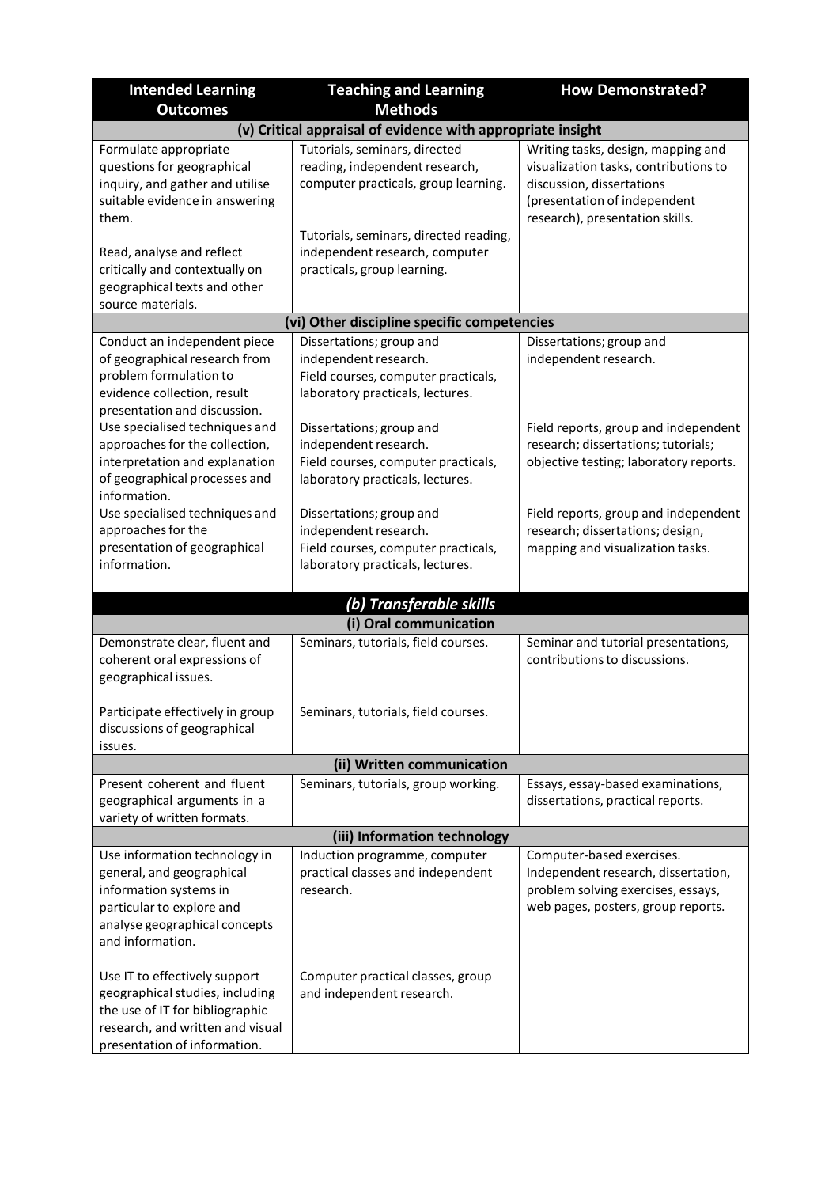| Intended Learning Outcomes | Teaching and Learning Methods | How Demonstrated? |
|---|---|---|
| **(v) Critical appraisal of evidence with appropriate insight** | | |
| Formulate appropriate questions for geographical inquiry, and gather and utilise suitable evidence in answering them. | Tutorials, seminars, directed reading, independent research, computer practicals, group learning. | Writing tasks, design, mapping and visualization tasks, contributions to discussion, dissertations (presentation of independent research), presentation skills. |
| Read, analyse and reflect critically and contextually on geographical texts and other source materials. | Tutorials, seminars, directed reading, independent research, computer practicals, group learning. | |
| **(vi) Other discipline specific competencies** | | |
| Conduct an independent piece of geographical research from problem formulation to evidence collection, result presentation and discussion. | Dissertations; group and independent research. Field courses, computer practicals, laboratory practicals, lectures. | Dissertations; group and independent research. |
| Use specialised techniques and approaches for the collection, interpretation and explanation of geographical processes and information. | Dissertations; group and independent research. Field courses, computer practicals, laboratory practicals, lectures. | Field reports, group and independent research; dissertations; tutorials; objective testing; laboratory reports. |
| Use specialised techniques and approaches for the presentation of geographical information. | Dissertations; group and independent research. Field courses, computer practicals, laboratory practicals, lectures. | Field reports, group and independent research; dissertations; design, mapping and visualization tasks. |
| ***(b) Transferable skills*** | | |
| **(i) Oral communication** | | |
| Demonstrate clear, fluent and coherent oral expressions of geographical issues. | Seminars, tutorials, field courses. | Seminar and tutorial presentations, contributions to discussions. |
| Participate effectively in group discussions of geographical issues. | Seminars, tutorials, field courses. | |
| **(ii) Written communication** | | |
| Present coherent and fluent geographical arguments in a variety of written formats. | Seminars, tutorials, group working. | Essays, essay-based examinations, dissertations, practical reports. |
| **(iii) Information technology** | | |
| Use information technology in general, and geographical information systems in particular to explore and analyse geographical concepts and information. | Induction programme, computer practical classes and independent research. | Computer-based exercises. Independent research, dissertation, problem solving exercises, essays, web pages, posters, group reports. |
| Use IT to effectively support geographical studies, including the use of IT for bibliographic research, and written and visual presentation of information. | Computer practical classes, group and independent research. | |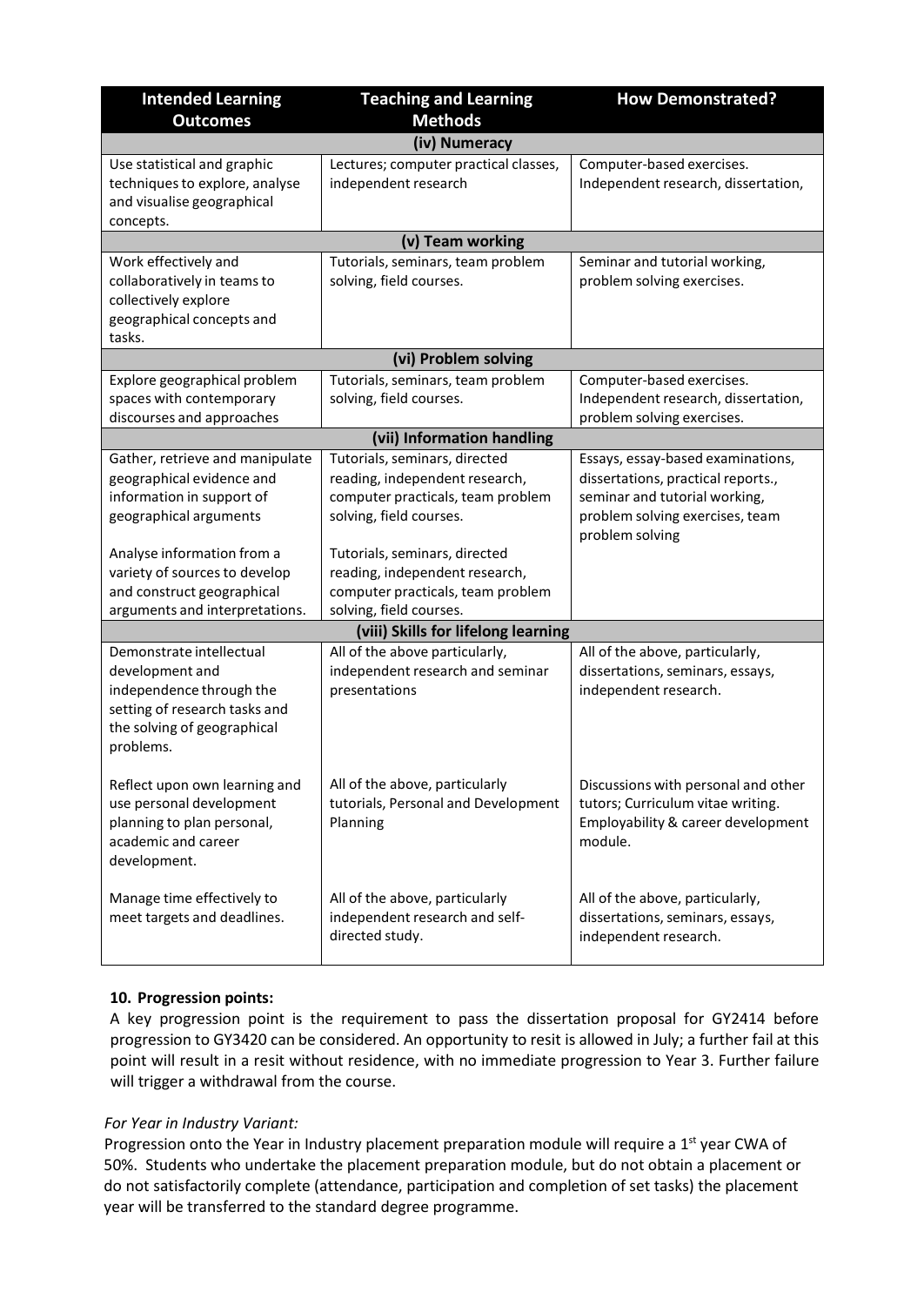| Intended Learning Outcomes | Teaching and Learning Methods | How Demonstrated? |
|---|---|---|
| **(iv) Numeracy** | | |
| Use statistical and graphic techniques to explore, analyse and visualise geographical concepts. | Lectures; computer practical classes, independent research | Computer-based exercises. Independent research, dissertation, |
| **(v) Team working** | | |
| Work effectively and collaboratively in teams to collectively explore geographical concepts and tasks. | Tutorials, seminars, team problem solving, field courses. | Seminar and tutorial working, problem solving exercises. |
| **(vi) Problem solving** | | |
| Explore geographical problem spaces with contemporary discourses and approaches | Tutorials, seminars, team problem solving, field courses. | Computer-based exercises. Independent research, dissertation, problem solving exercises. |
| **(vii) Information handling** | | |
| Gather, retrieve and manipulate geographical evidence and information in support of geographical arguments | Tutorials, seminars, directed reading, independent research, computer practicals, team problem solving, field courses. | Essays, essay-based examinations, dissertations, practical reports., seminar and tutorial working, problem solving exercises, team problem solving |
| Analyse information from a variety of sources to develop and construct geographical arguments and interpretations. | Tutorials, seminars, directed reading, independent research, computer practicals, team problem solving, field courses. | |
| **(viii) Skills for lifelong learning** | | |
| Demonstrate intellectual development and independence through the setting of research tasks and the solving of geographical problems. | All of the above particularly, independent research and seminar presentations | All of the above, particularly, dissertations, seminars, essays, independent research. |
| Reflect upon own learning and use personal development planning to plan personal, academic and career development. | All of the above, particularly tutorials, Personal and Development Planning | Discussions with personal and other tutors; Curriculum vitae writing. Employability & career development module. |
| Manage time effectively to meet targets and deadlines. | All of the above, particularly independent research and self-directed study. | All of the above, particularly, dissertations, seminars, essays, independent research. |

**10. Progression points:**

A key progression point is the requirement to pass the dissertation proposal for GY2414 before progression to GY3420 can be considered. An opportunity to resit is allowed in July; a further fail at this point will result in a resit without residence, with no immediate progression to Year 3. Further failure will trigger a withdrawal from the course.

*For Year in Industry Variant:*

Progression onto the Year in Industry placement preparation module will require a 1st year CWA of 50%. Students who undertake the placement preparation module, but do not obtain a placement or do not satisfactorily complete (attendance, participation and completion of set tasks) the placement year will be transferred to the standard degree programme.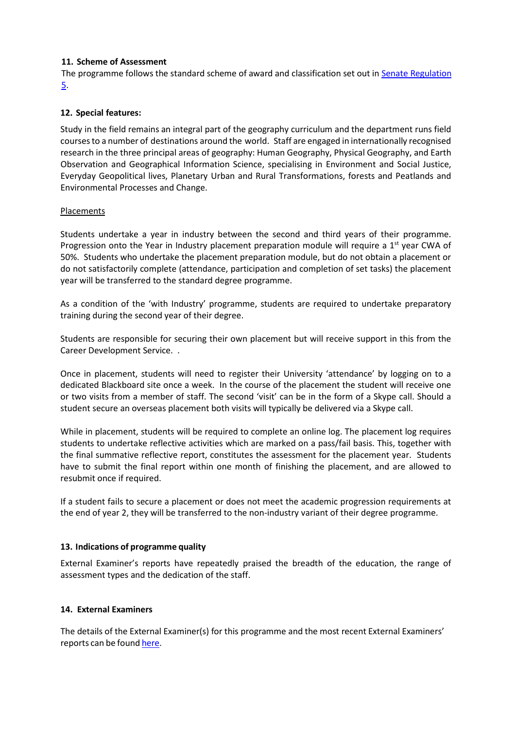## 11. Scheme of Assessment

The programme follows the standard scheme of award and classification set out in [Senate Regulation 5](#).

## 12. Special features:

Study in the field remains an integral part of the geography curriculum and the department runs field courses to a number of destinations around the world. Staff are engaged in internationally recognised research in the three principal areas of geography: Human Geography, Physical Geography, and Earth Observation and Geographical Information Science, specialising in Environment and Social Justice, Everyday Geopolitical lives, Planetary Urban and Rural Transformations, forests and Peatlands and Environmental Processes and Change.

Placements

Students undertake a year in industry between the second and third years of their programme. Progression onto the Year in Industry placement preparation module will require a 1st year CWA of 50%. Students who undertake the placement preparation module, but do not obtain a placement or do not satisfactorily complete (attendance, participation and completion of set tasks) the placement year will be transferred to the standard degree programme.

As a condition of the 'with Industry' programme, students are required to undertake preparatory training during the second year of their degree.

Students are responsible for securing their own placement but will receive support in this from the Career Development Service. .

Once in placement, students will need to register their University 'attendance' by logging on to a dedicated Blackboard site once a week. In the course of the placement the student will receive one or two visits from a member of staff. The second 'visit' can be in the form of a Skype call. Should a student secure an overseas placement both visits will typically be delivered via a Skype call.

While in placement, students will be required to complete an online log. The placement log requires students to undertake reflective activities which are marked on a pass/fail basis. This, together with the final summative reflective report, constitutes the assessment for the placement year. Students have to submit the final report within one month of finishing the placement, and are allowed to resubmit once if required.

If a student fails to secure a placement or does not meet the academic progression requirements at the end of year 2, they will be transferred to the non-industry variant of their degree programme.

## 13. Indications of programme quality

External Examiner's reports have repeatedly praised the breadth of the education, the range of assessment types and the dedication of the staff.

## 14. External Examiners

The details of the External Examiner(s) for this programme and the most recent External Examiners' reports can be found [here](#).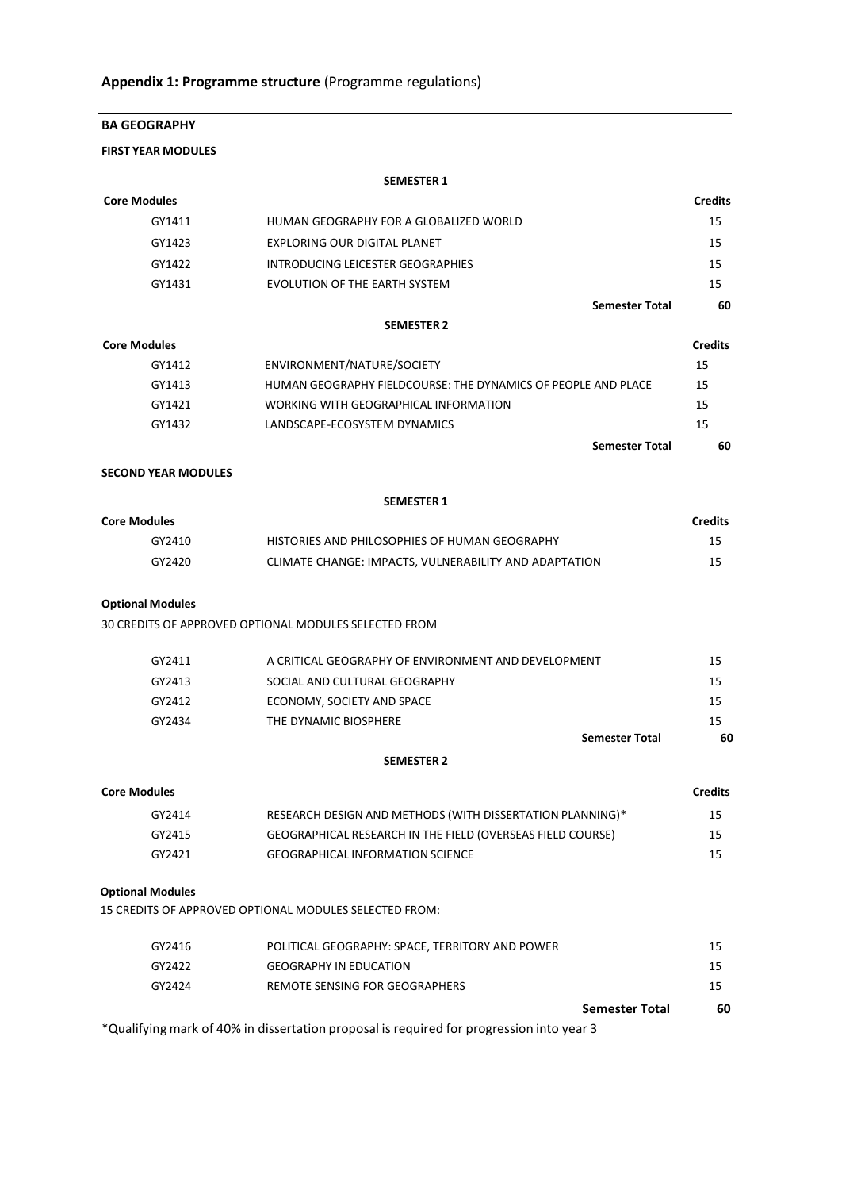## Appendix 1: Programme structure (Programme regulations)

### BA GEOGRAPHY

#### FIRST YEAR MODULES

**SEMESTER 1**

| Core Modules | | Credits |
|---|---|---|
| GY1411 | HUMAN GEOGRAPHY FOR A GLOBALIZED WORLD | 15 |
| GY1423 | EXPLORING OUR DIGITAL PLANET | 15 |
| GY1422 | INTRODUCING LEICESTER GEOGRAPHIES | 15 |
| GY1431 | EVOLUTION OF THE EARTH SYSTEM | 15 |
| | **Semester Total** | **60** |

**SEMESTER 2**

| Core Modules | | Credits |
|---|---|---|
| GY1412 | ENVIRONMENT/NATURE/SOCIETY | 15 |
| GY1413 | HUMAN GEOGRAPHY FIELDCOURSE: THE DYNAMICS OF PEOPLE AND PLACE | 15 |
| GY1421 | WORKING WITH GEOGRAPHICAL INFORMATION | 15 |
| GY1432 | LANDSCAPE-ECOSYSTEM DYNAMICS | 15 |
| | **Semester Total** | **60** |

#### SECOND YEAR MODULES

**SEMESTER 1**

| Core Modules | | Credits |
|---|---|---|
| GY2410 | HISTORIES AND PHILOSOPHIES OF HUMAN GEOGRAPHY | 15 |
| GY2420 | CLIMATE CHANGE: IMPACTS, VULNERABILITY AND ADAPTATION | 15 |

**Optional Modules**

30 CREDITS OF APPROVED OPTIONAL MODULES SELECTED FROM

| | | |
|---|---|---|
| GY2411 | A CRITICAL GEOGRAPHY OF ENVIRONMENT AND DEVELOPMENT | 15 |
| GY2413 | SOCIAL AND CULTURAL GEOGRAPHY | 15 |
| GY2412 | ECONOMY, SOCIETY AND SPACE | 15 |
| GY2434 | THE DYNAMIC BIOSPHERE | 15 |
| | **Semester Total** | **60** |

**SEMESTER 2**

| Core Modules | | Credits |
|---|---|---|
| GY2414 | RESEARCH DESIGN AND METHODS (WITH DISSERTATION PLANNING)* | 15 |
| GY2415 | GEOGRAPHICAL RESEARCH IN THE FIELD (OVERSEAS FIELD COURSE) | 15 |
| GY2421 | GEOGRAPHICAL INFORMATION SCIENCE | 15 |

**Optional Modules**

15 CREDITS OF APPROVED OPTIONAL MODULES SELECTED FROM:

| | | |
|---|---|---|
| GY2416 | POLITICAL GEOGRAPHY: SPACE, TERRITORY AND POWER | 15 |
| GY2422 | GEOGRAPHY IN EDUCATION | 15 |
| GY2424 | REMOTE SENSING FOR GEOGRAPHERS | 15 |
| | **Semester Total** | **60** |

*Qualifying mark of 40% in dissertation proposal is required for progression into year 3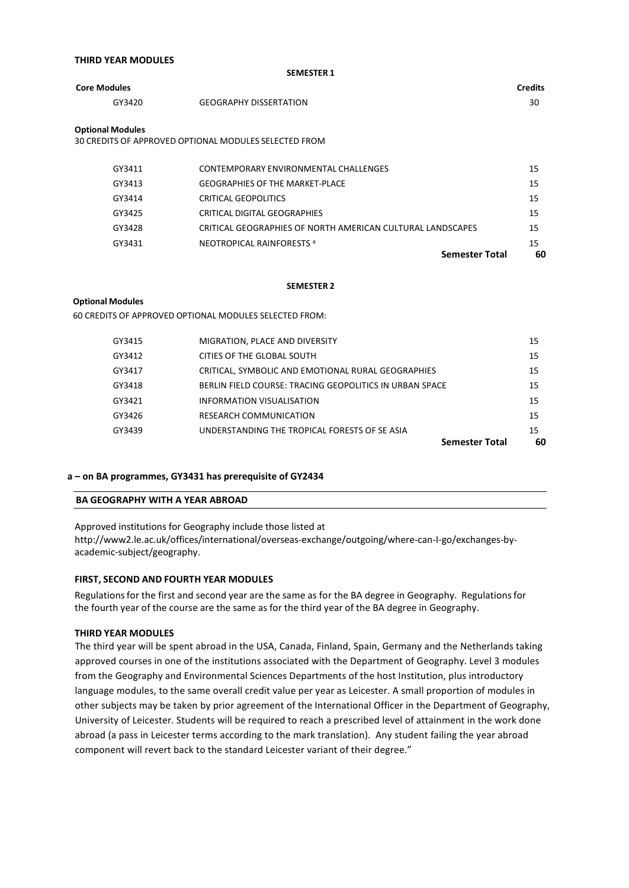### THIRD YEAR MODULES

**SEMESTER 1**

| **Core Modules** | | **Credits** |
| --- | --- | --- |
| GY3420 | GEOGRAPHY DISSERTATION | 30 |

**Optional Modules**

30 CREDITS OF APPROVED OPTIONAL MODULES SELECTED FROM

| | | |
| --- | --- | --- |
| GY3411 | CONTEMPORARY ENVIRONMENTAL CHALLENGES | 15 |
| GY3413 | GEOGRAPHIES OF THE MARKET-PLACE | 15 |
| GY3414 | CRITICAL GEOPOLITICS | 15 |
| GY3425 | CRITICAL DIGITAL GEOGRAPHIES | 15 |
| GY3428 | CRITICAL GEOGRAPHIES OF NORTH AMERICAN CULTURAL LANDSCAPES | 15 |
| GY3431 | NEOTROPICAL RAINFORESTS [a] | 15 |
| | **Semester Total** | **60** |

**SEMESTER 2**

**Optional Modules**

60 CREDITS OF APPROVED OPTIONAL MODULES SELECTED FROM:

| | | |
| --- | --- | --- |
| GY3415 | MIGRATION, PLACE AND DIVERSITY | 15 |
| GY3412 | CITIES OF THE GLOBAL SOUTH | 15 |
| GY3417 | CRITICAL, SYMBOLIC AND EMOTIONAL RURAL GEOGRAPHIES | 15 |
| GY3418 | BERLIN FIELD COURSE: TRACING GEOPOLITICS IN URBAN SPACE | 15 |
| GY3421 | INFORMATION VISUALISATION | 15 |
| GY3426 | RESEARCH COMMUNICATION | 15 |
| GY3439 | UNDERSTANDING THE TROPICAL FORESTS OF SE ASIA | 15 |
| | **Semester Total** | **60** |

**a – on BA programmes, GY3431 has prerequisite of GY2434**

## BA GEOGRAPHY WITH A YEAR ABROAD

Approved institutions for Geography include those listed at http://www2.le.ac.uk/offices/international/overseas-exchange/outgoing/where-can-I-go/exchanges-by-academic-subject/geography.

### FIRST, SECOND AND FOURTH YEAR MODULES

Regulations for the first and second year are the same as for the BA degree in Geography. Regulations for the fourth year of the course are the same as for the third year of the BA degree in Geography.

### THIRD YEAR MODULES

The third year will be spent abroad in the USA, Canada, Finland, Spain, Germany and the Netherlands taking approved courses in one of the institutions associated with the Department of Geography. Level 3 modules from the Geography and Environmental Sciences Departments of the host Institution, plus introductory language modules, to the same overall credit value per year as Leicester. A small proportion of modules in other subjects may be taken by prior agreement of the International Officer in the Department of Geography, University of Leicester. Students will be required to reach a prescribed level of attainment in the work done abroad (a pass in Leicester terms according to the mark translation). Any student failing the year abroad component will revert back to the standard Leicester variant of their degree."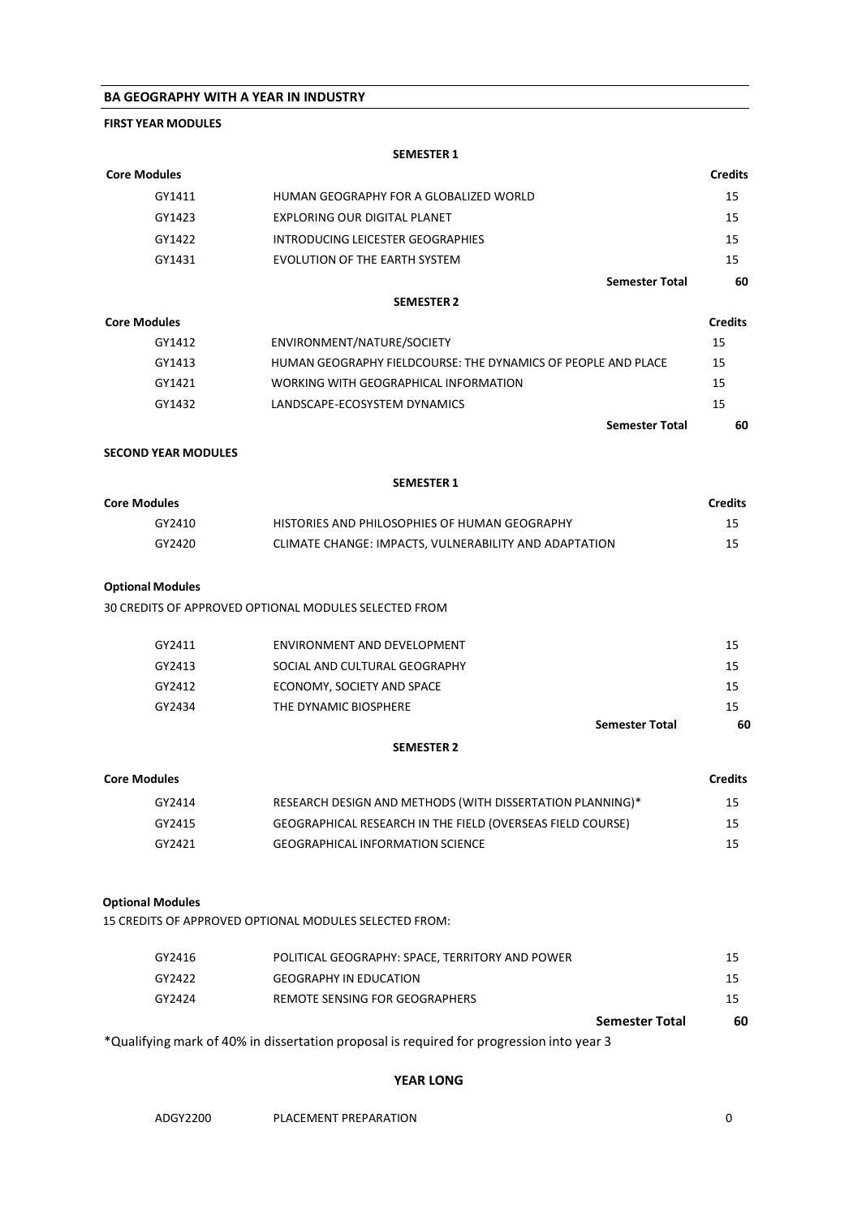## BA GEOGRAPHY WITH A YEAR IN INDUSTRY

### FIRST YEAR MODULES

#### SEMESTER 1

| Core Modules | | Credits |
|---|---|---|
| GY1411 | HUMAN GEOGRAPHY FOR A GLOBALIZED WORLD | 15 |
| GY1423 | EXPLORING OUR DIGITAL PLANET | 15 |
| GY1422 | INTRODUCING LEICESTER GEOGRAPHIES | 15 |
| GY1431 | EVOLUTION OF THE EARTH SYSTEM | 15 |
| | **Semester Total** | **60** |

#### SEMESTER 2

| Core Modules | | Credits |
|---|---|---|
| GY1412 | ENVIRONMENT/NATURE/SOCIETY | 15 |
| GY1413 | HUMAN GEOGRAPHY FIELDCOURSE: THE DYNAMICS OF PEOPLE AND PLACE | 15 |
| GY1421 | WORKING WITH GEOGRAPHICAL INFORMATION | 15 |
| GY1432 | LANDSCAPE-ECOSYSTEM DYNAMICS | 15 |
| | **Semester Total** | **60** |

### SECOND YEAR MODULES

#### SEMESTER 1

| Core Modules | | Credits |
|---|---|---|
| GY2410 | HISTORIES AND PHILOSOPHIES OF HUMAN GEOGRAPHY | 15 |
| GY2420 | CLIMATE CHANGE: IMPACTS, VULNERABILITY AND ADAPTATION | 15 |

**Optional Modules**

30 CREDITS OF APPROVED OPTIONAL MODULES SELECTED FROM

| | | |
|---|---|---|
| GY2411 | ENVIRONMENT AND DEVELOPMENT | 15 |
| GY2413 | SOCIAL AND CULTURAL GEOGRAPHY | 15 |
| GY2412 | ECONOMY, SOCIETY AND SPACE | 15 |
| GY2434 | THE DYNAMIC BIOSPHERE | 15 |
| | **Semester Total** | **60** |

#### SEMESTER 2

| Core Modules | | Credits |
|---|---|---|
| GY2414 | RESEARCH DESIGN AND METHODS (WITH DISSERTATION PLANNING)* | 15 |
| GY2415 | GEOGRAPHICAL RESEARCH IN THE FIELD (OVERSEAS FIELD COURSE) | 15 |
| GY2421 | GEOGRAPHICAL INFORMATION SCIENCE | 15 |

**Optional Modules**

15 CREDITS OF APPROVED OPTIONAL MODULES SELECTED FROM:

| | | |
|---|---|---|
| GY2416 | POLITICAL GEOGRAPHY: SPACE, TERRITORY AND POWER | 15 |
| GY2422 | GEOGRAPHY IN EDUCATION | 15 |
| GY2424 | REMOTE SENSING FOR GEOGRAPHERS | 15 |
| | **Semester Total** | **60** |

*Qualifying mark of 40% in dissertation proposal is required for progression into year 3

#### YEAR LONG

| | | |
|---|---|---|
| ADGY2200 | PLACEMENT PREPARATION | 0 |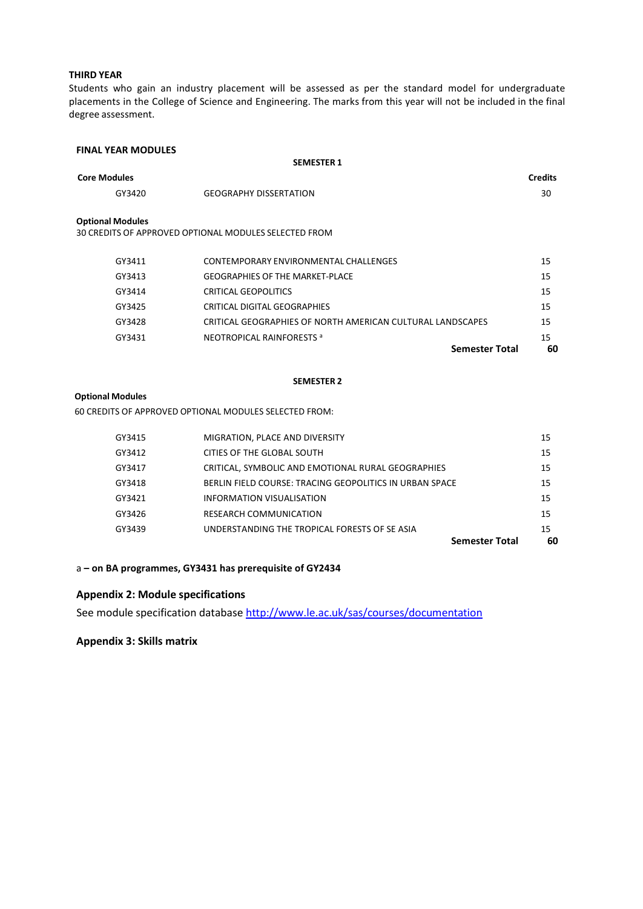**THIRD YEAR**

Students who gain an industry placement will be assessed as per the standard model for undergraduate placements in the College of Science and Engineering. The marks from this year will not be included in the final degree assessment.

**FINAL YEAR MODULES**

**SEMESTER 1**

| **Core Modules** | | **Credits** |
|---|---|---|
| GY3420 | GEOGRAPHY DISSERTATION | 30 |

**Optional Modules**

30 CREDITS OF APPROVED OPTIONAL MODULES SELECTED FROM

| | | |
|---|---|---|
| GY3411 | CONTEMPORARY ENVIRONMENTAL CHALLENGES | 15 |
| GY3413 | GEOGRAPHIES OF THE MARKET-PLACE | 15 |
| GY3414 | CRITICAL GEOPOLITICS | 15 |
| GY3425 | CRITICAL DIGITAL GEOGRAPHIES | 15 |
| GY3428 | CRITICAL GEOGRAPHIES OF NORTH AMERICAN CULTURAL LANDSCAPES | 15 |
| GY3431 | NEOTROPICAL RAINFORESTS [a] | 15 |
| | **Semester Total** | **60** |

**SEMESTER 2**

**Optional Modules**

60 CREDITS OF APPROVED OPTIONAL MODULES SELECTED FROM:

| | | |
|---|---|---|
| GY3415 | MIGRATION, PLACE AND DIVERSITY | 15 |
| GY3412 | CITIES OF THE GLOBAL SOUTH | 15 |
| GY3417 | CRITICAL, SYMBOLIC AND EMOTIONAL RURAL GEOGRAPHIES | 15 |
| GY3418 | BERLIN FIELD COURSE: TRACING GEOPOLITICS IN URBAN SPACE | 15 |
| GY3421 | INFORMATION VISUALISATION | 15 |
| GY3426 | RESEARCH COMMUNICATION | 15 |
| GY3439 | UNDERSTANDING THE TROPICAL FORESTS OF SE ASIA | 15 |
| | **Semester Total** | **60** |

a **– on BA programmes, GY3431 has prerequisite of GY2434**

## Appendix 2: Module specifications

See module specification database http://www.le.ac.uk/sas/courses/documentation

## Appendix 3: Skills matrix